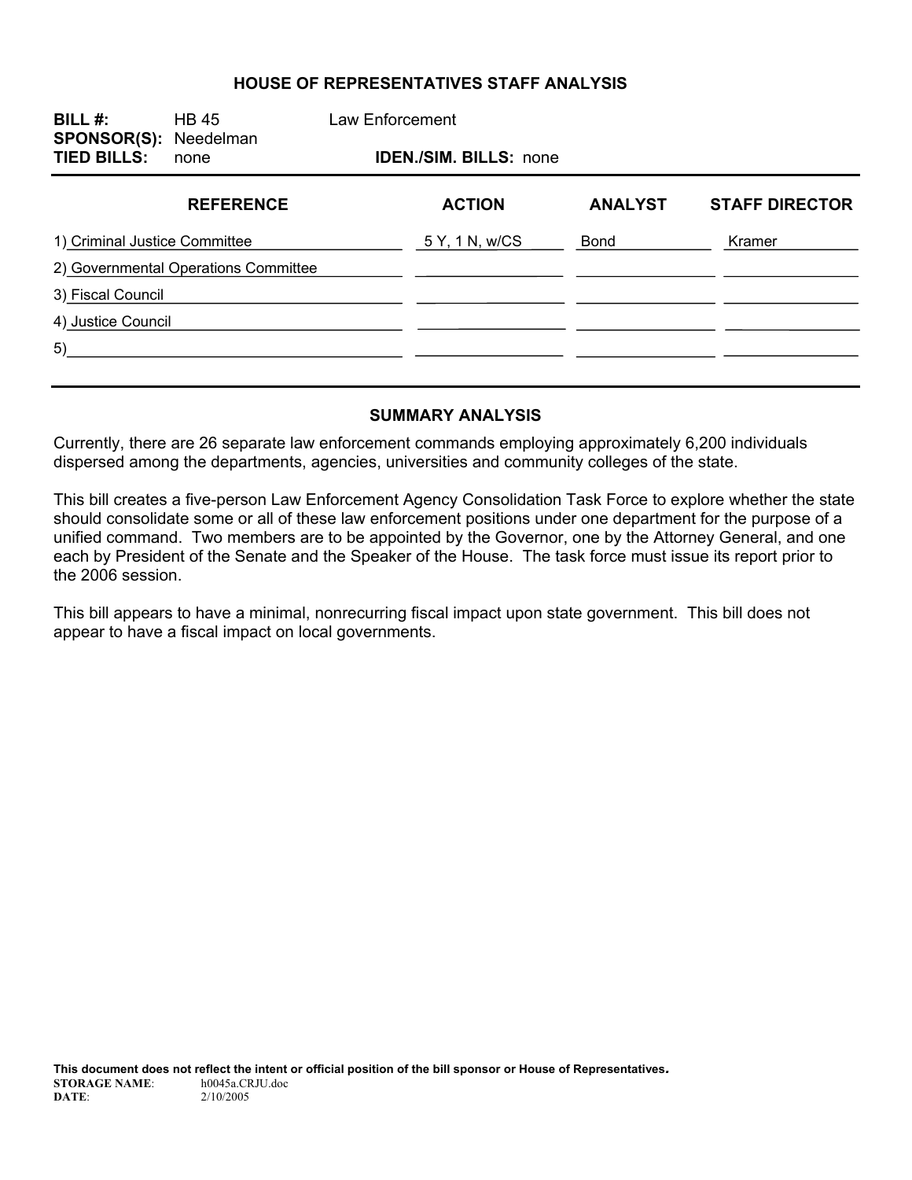## HOUSE OF REPRESENTATIVES STAFF ANALYSIS

**BILL #:** HB 45 Law Enforcement
**SPONSOR(S):** Needelman
**TIED BILLS:** none **IDEN./SIM. BILLS:** none

| REFERENCE | ACTION | ANALYST | STAFF DIRECTOR |
|---|---|---|---|
| 1) Criminal Justice Committee | 5 Y, 1 N, w/CS | Bond | Kramer |
| 2) Governmental Operations Committee | | | |
| 3) Fiscal Council | | | |
| 4) Justice Council | | | |
| 5) | | | |

### SUMMARY ANALYSIS

Currently, there are 26 separate law enforcement commands employing approximately 6,200 individuals dispersed among the departments, agencies, universities and community colleges of the state.

This bill creates a five-person Law Enforcement Agency Consolidation Task Force to explore whether the state should consolidate some or all of these law enforcement positions under one department for the purpose of a unified command. Two members are to be appointed by the Governor, one by the Attorney General, and one each by President of the Senate and the Speaker of the House. The task force must issue its report prior to the 2006 session.

This bill appears to have a minimal, nonrecurring fiscal impact upon state government. This bill does not appear to have a fiscal impact on local governments.

**This document does not reflect the intent or official position of the bill sponsor or House of Representatives.**
**STORAGE NAME**: h0045a.CRJU.doc
**DATE**: 2/10/2005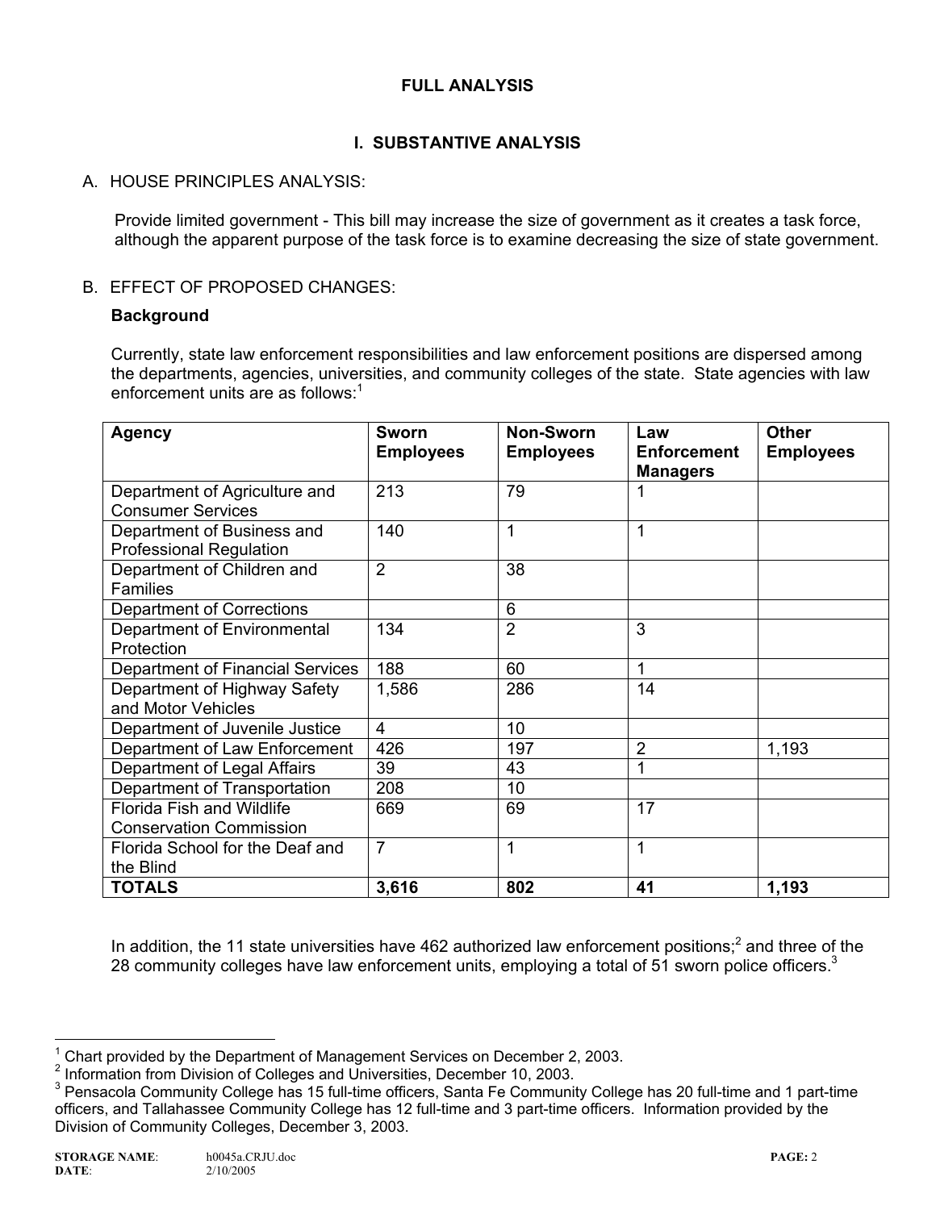# FULL ANALYSIS

## I. SUBSTANTIVE ANALYSIS

### A. HOUSE PRINCIPLES ANALYSIS:

Provide limited government - This bill may increase the size of government as it creates a task force, although the apparent purpose of the task force is to examine decreasing the size of state government.

### B. EFFECT OF PROPOSED CHANGES:

**Background**

Currently, state law enforcement responsibilities and law enforcement positions are dispersed among the departments, agencies, universities, and community colleges of the state. State agencies with law enforcement units are as follows:[1]

| Agency | Sworn Employees | Non-Sworn Employees | Law Enforcement Managers | Other Employees |
|---|---|---|---|---|
| Department of Agriculture and Consumer Services | 213 | 79 | 1 | |
| Department of Business and Professional Regulation | 140 | 1 | 1 | |
| Department of Children and Families | 2 | 38 | | |
| Department of Corrections | | 6 | | |
| Department of Environmental Protection | 134 | 2 | 3 | |
| Department of Financial Services | 188 | 60 | 1 | |
| Department of Highway Safety and Motor Vehicles | 1,586 | 286 | 14 | |
| Department of Juvenile Justice | 4 | 10 | | |
| Department of Law Enforcement | 426 | 197 | 2 | 1,193 |
| Department of Legal Affairs | 39 | 43 | 1 | |
| Department of Transportation | 208 | 10 | | |
| Florida Fish and Wildlife Conservation Commission | 669 | 69 | 17 | |
| Florida School for the Deaf and the Blind | 7 | 1 | 1 | |
| **TOTALS** | **3,616** | **802** | **41** | **1,193** |

In addition, the 11 state universities have 462 authorized law enforcement positions;[2] and three of the 28 community colleges have law enforcement units, employing a total of 51 sworn police officers.[3]

---

[1] Chart provided by the Department of Management Services on December 2, 2003.

[2] Information from Division of Colleges and Universities, December 10, 2003.

[3] Pensacola Community College has 15 full-time officers, Santa Fe Community College has 20 full-time and 1 part-time officers, and Tallahassee Community College has 12 full-time and 3 part-time officers. Information provided by the Division of Community Colleges, December 3, 2003.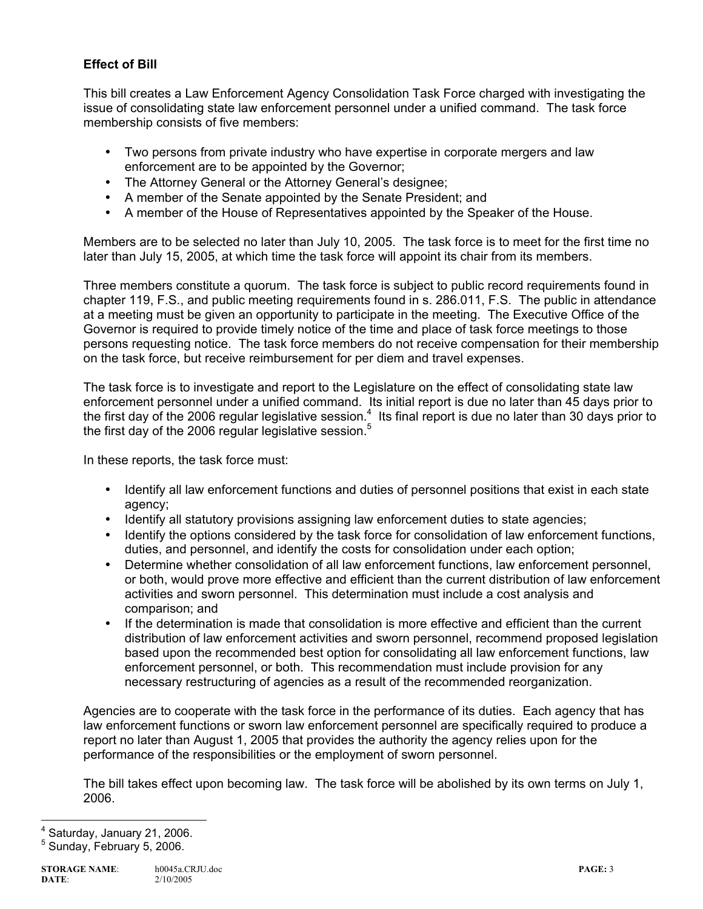### Effect of Bill

This bill creates a Law Enforcement Agency Consolidation Task Force charged with investigating the issue of consolidating state law enforcement personnel under a unified command. The task force membership consists of five members:

- Two persons from private industry who have expertise in corporate mergers and law enforcement are to be appointed by the Governor;
- The Attorney General or the Attorney General's designee;
- A member of the Senate appointed by the Senate President; and
- A member of the House of Representatives appointed by the Speaker of the House.

Members are to be selected no later than July 10, 2005. The task force is to meet for the first time no later than July 15, 2005, at which time the task force will appoint its chair from its members.

Three members constitute a quorum. The task force is subject to public record requirements found in chapter 119, F.S., and public meeting requirements found in s. 286.011, F.S. The public in attendance at a meeting must be given an opportunity to participate in the meeting. The Executive Office of the Governor is required to provide timely notice of the time and place of task force meetings to those persons requesting notice. The task force members do not receive compensation for their membership on the task force, but receive reimbursement for per diem and travel expenses.

The task force is to investigate and report to the Legislature on the effect of consolidating state law enforcement personnel under a unified command. Its initial report is due no later than 45 days prior to the first day of the 2006 regular legislative session.[4] Its final report is due no later than 30 days prior to the first day of the 2006 regular legislative session.[5]

In these reports, the task force must:

- Identify all law enforcement functions and duties of personnel positions that exist in each state agency;
- Identify all statutory provisions assigning law enforcement duties to state agencies;
- Identify the options considered by the task force for consolidation of law enforcement functions, duties, and personnel, and identify the costs for consolidation under each option;
- Determine whether consolidation of all law enforcement functions, law enforcement personnel, or both, would prove more effective and efficient than the current distribution of law enforcement activities and sworn personnel. This determination must include a cost analysis and comparison; and
- If the determination is made that consolidation is more effective and efficient than the current distribution of law enforcement activities and sworn personnel, recommend proposed legislation based upon the recommended best option for consolidating all law enforcement functions, law enforcement personnel, or both. This recommendation must include provision for any necessary restructuring of agencies as a result of the recommended reorganization.

Agencies are to cooperate with the task force in the performance of its duties. Each agency that has law enforcement functions or sworn law enforcement personnel are specifically required to produce a report no later than August 1, 2005 that provides the authority the agency relies upon for the performance of the responsibilities or the employment of sworn personnel.

The bill takes effect upon becoming law. The task force will be abolished by its own terms on July 1, 2006.

---

[4] Saturday, January 21, 2006.

[5] Sunday, February 5, 2006.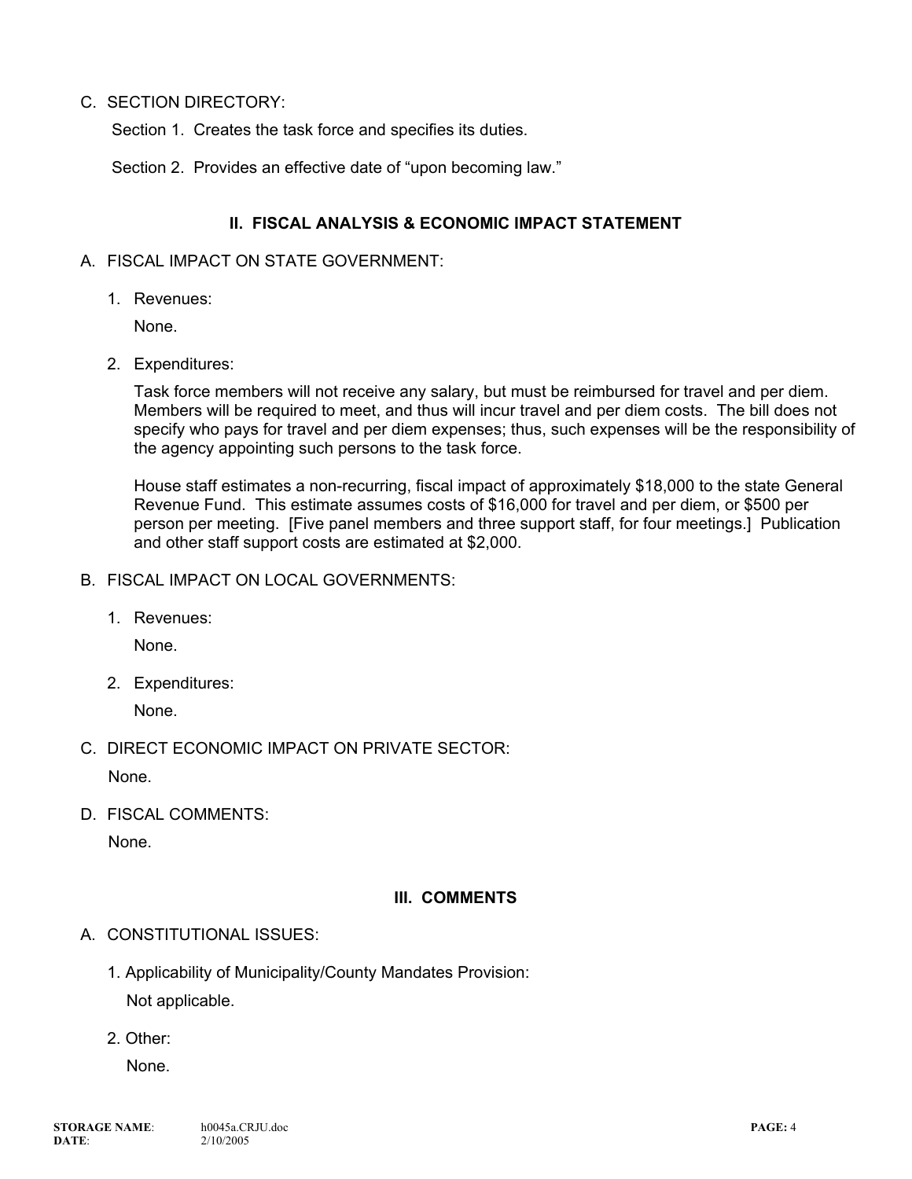C. SECTION DIRECTORY:

Section 1. Creates the task force and specifies its duties.

Section 2. Provides an effective date of "upon becoming law."

## II. FISCAL ANALYSIS & ECONOMIC IMPACT STATEMENT

A. FISCAL IMPACT ON STATE GOVERNMENT:

1. Revenues:

   None.

2. Expenditures:

   Task force members will not receive any salary, but must be reimbursed for travel and per diem. Members will be required to meet, and thus will incur travel and per diem costs. The bill does not specify who pays for travel and per diem expenses; thus, such expenses will be the responsibility of the agency appointing such persons to the task force.

   House staff estimates a non-recurring, fiscal impact of approximately $18,000 to the state General Revenue Fund. This estimate assumes costs of $16,000 for travel and per diem, or $500 per person per meeting. [Five panel members and three support staff, for four meetings.] Publication and other staff support costs are estimated at $2,000.

B. FISCAL IMPACT ON LOCAL GOVERNMENTS:

1. Revenues:

   None.

2. Expenditures:

   None.

C. DIRECT ECONOMIC IMPACT ON PRIVATE SECTOR:

None.

D. FISCAL COMMENTS:

None.

## III. COMMENTS

A. CONSTITUTIONAL ISSUES:

1. Applicability of Municipality/County Mandates Provision:

   Not applicable.

2. Other:

   None.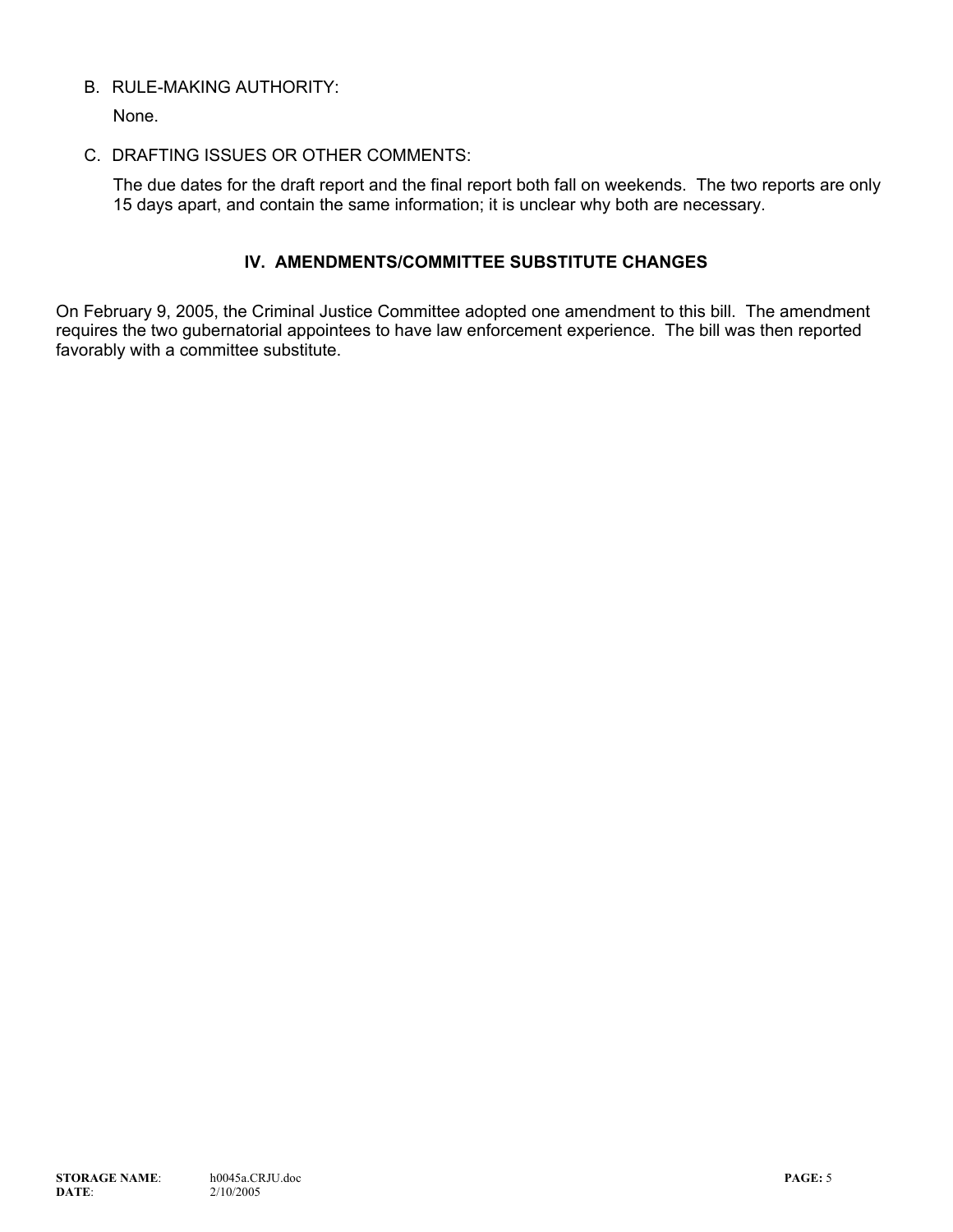B. RULE-MAKING AUTHORITY:

None.

C. DRAFTING ISSUES OR OTHER COMMENTS:

The due dates for the draft report and the final report both fall on weekends. The two reports are only 15 days apart, and contain the same information; it is unclear why both are necessary.

## IV. AMENDMENTS/COMMITTEE SUBSTITUTE CHANGES

On February 9, 2005, the Criminal Justice Committee adopted one amendment to this bill. The amendment requires the two gubernatorial appointees to have law enforcement experience. The bill was then reported favorably with a committee substitute.